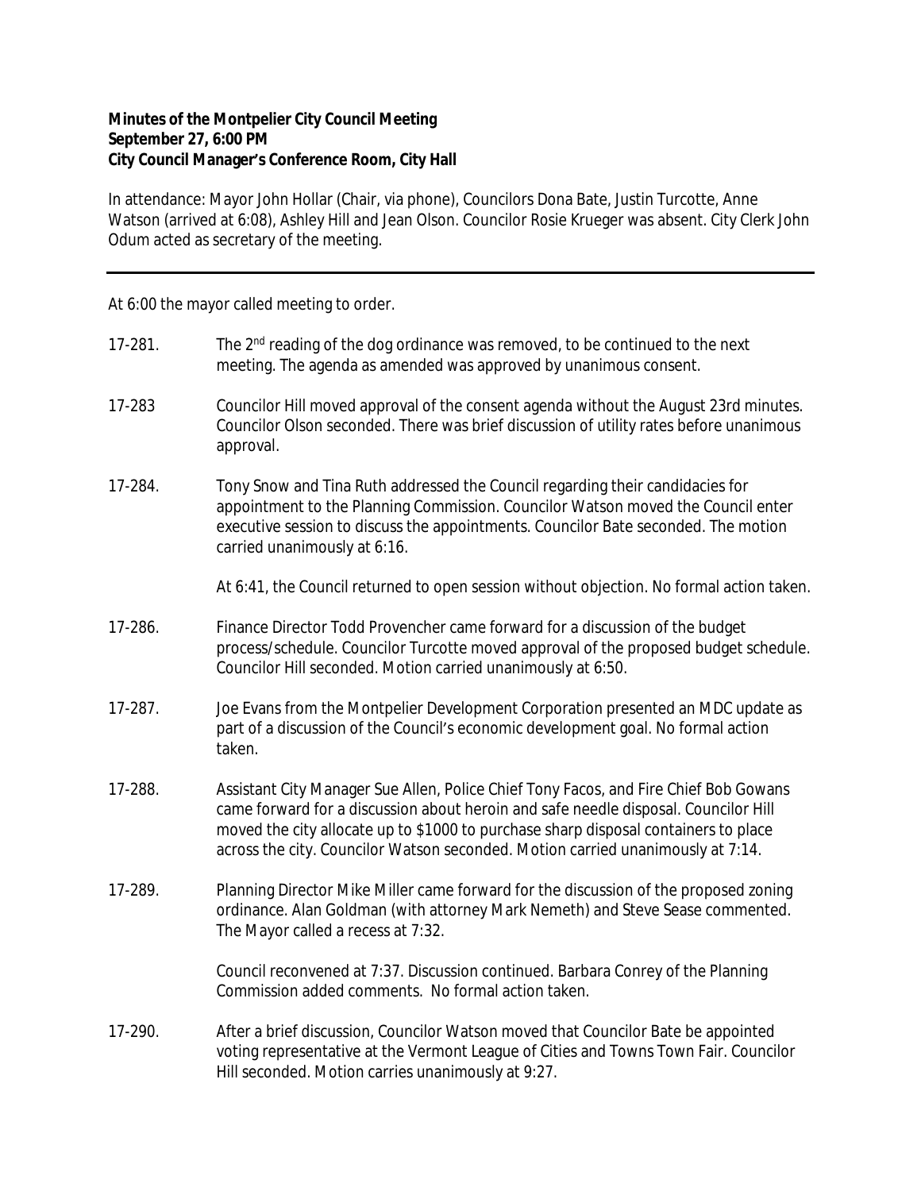**Minutes of the Montpelier City Council Meeting**
**September 27, 6:00 PM**
**City Council Manager's Conference Room, City Hall**

In attendance: Mayor John Hollar (Chair, via phone), Councilors Dona Bate, Justin Turcotte, Anne Watson (arrived at 6:08), Ashley Hill and Jean Olson. Councilor Rosie Krueger was absent. City Clerk John Odum acted as secretary of the meeting.

---

At 6:00 the mayor called meeting to order.

17-281. The 2nd reading of the dog ordinance was removed, to be continued to the next meeting. The agenda as amended was approved by unanimous consent.

17-283 Councilor Hill moved approval of the consent agenda without the August 23rd minutes. Councilor Olson seconded. There was brief discussion of utility rates before unanimous approval.

17-284. Tony Snow and Tina Ruth addressed the Council regarding their candidacies for appointment to the Planning Commission. Councilor Watson moved the Council enter executive session to discuss the appointments. Councilor Bate seconded. The motion carried unanimously at 6:16.

At 6:41, the Council returned to open session without objection. No formal action taken.

17-286. Finance Director Todd Provencher came forward for a discussion of the budget process/schedule. Councilor Turcotte moved approval of the proposed budget schedule. Councilor Hill seconded. Motion carried unanimously at 6:50.

17-287. Joe Evans from the Montpelier Development Corporation presented an MDC update as part of a discussion of the Council's economic development goal. No formal action taken.

17-288. Assistant City Manager Sue Allen, Police Chief Tony Facos, and Fire Chief Bob Gowans came forward for a discussion about heroin and safe needle disposal. Councilor Hill moved the city allocate up to $1000 to purchase sharp disposal containers to place across the city. Councilor Watson seconded. Motion carried unanimously at 7:14.

17-289. Planning Director Mike Miller came forward for the discussion of the proposed zoning ordinance. Alan Goldman (with attorney Mark Nemeth) and Steve Sease commented. The Mayor called a recess at 7:32.

Council reconvened at 7:37. Discussion continued. Barbara Conrey of the Planning Commission added comments. No formal action taken.

17-290. After a brief discussion, Councilor Watson moved that Councilor Bate be appointed voting representative at the Vermont League of Cities and Towns Town Fair. Councilor Hill seconded. Motion carries unanimously at 9:27.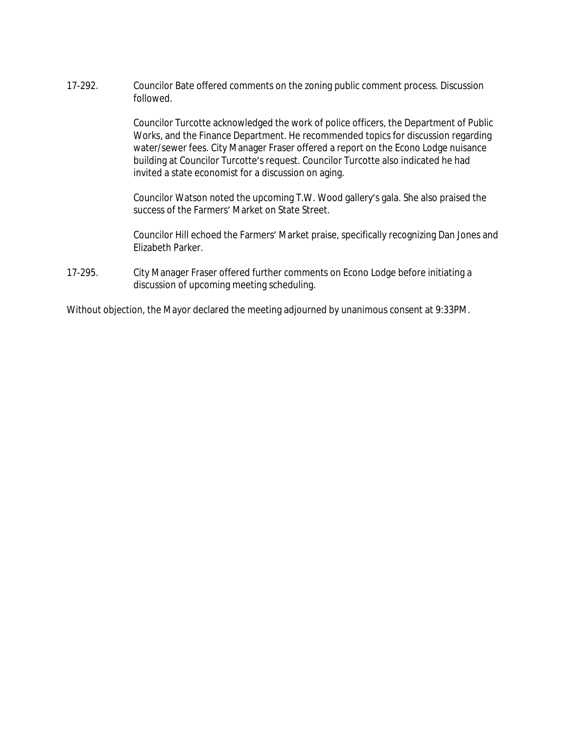17-292. Councilor Bate offered comments on the zoning public comment process. Discussion followed.

Councilor Turcotte acknowledged the work of police officers, the Department of Public Works, and the Finance Department. He recommended topics for discussion regarding water/sewer fees. City Manager Fraser offered a report on the Econo Lodge nuisance building at Councilor Turcotte's request. Councilor Turcotte also indicated he had invited a state economist for a discussion on aging.

Councilor Watson noted the upcoming T.W. Wood gallery's gala. She also praised the success of the Farmers' Market on State Street.

Councilor Hill echoed the Farmers' Market praise, specifically recognizing Dan Jones and Elizabeth Parker.

17-295. City Manager Fraser offered further comments on Econo Lodge before initiating a discussion of upcoming meeting scheduling.

Without objection, the Mayor declared the meeting adjourned by unanimous consent at 9:33PM.